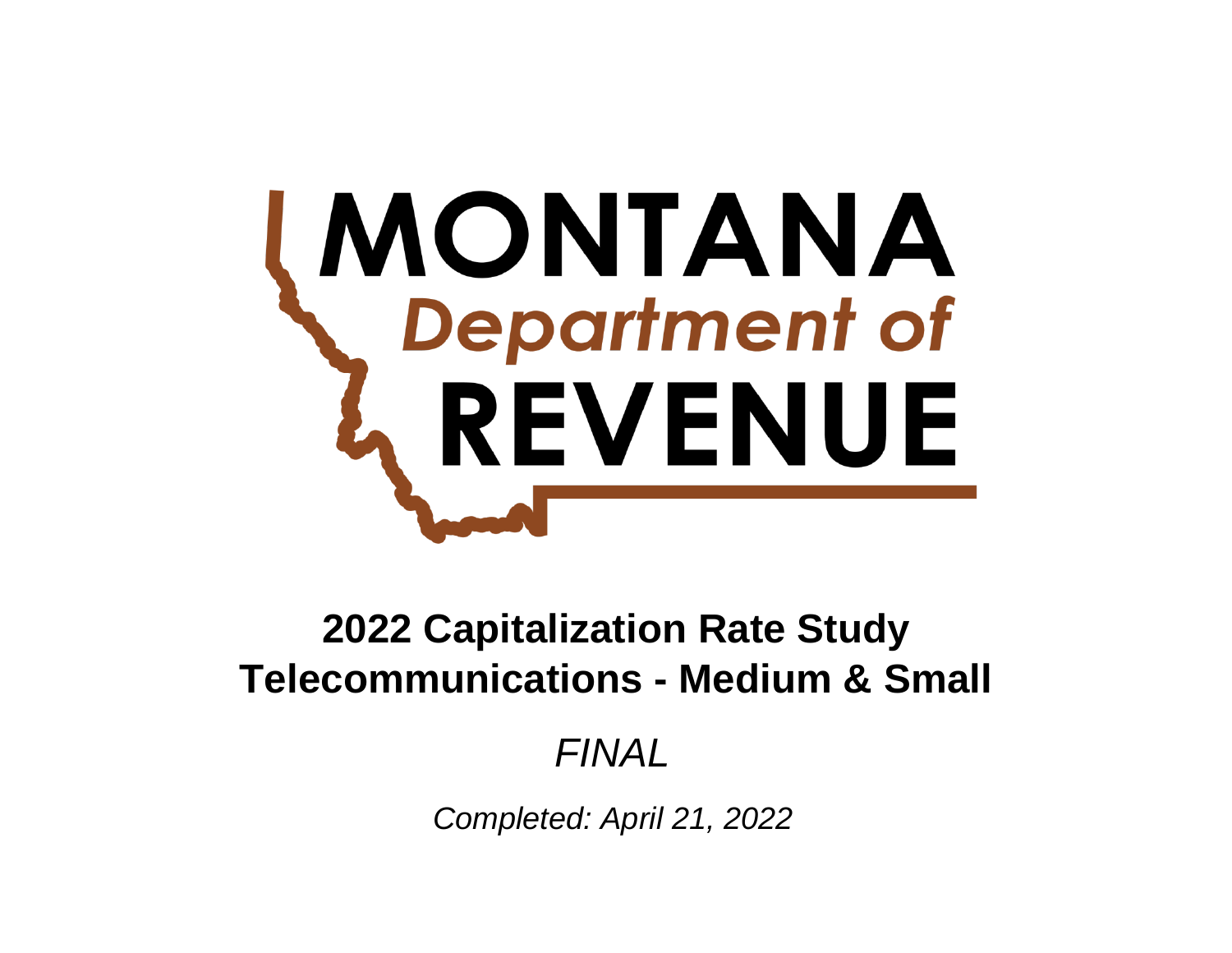MONTANA
*Department of*
REVENUE

# 2022 Capitalization Rate Study
# Telecommunications - Medium & Small

*FINAL*

*Completed: April 21, 2022*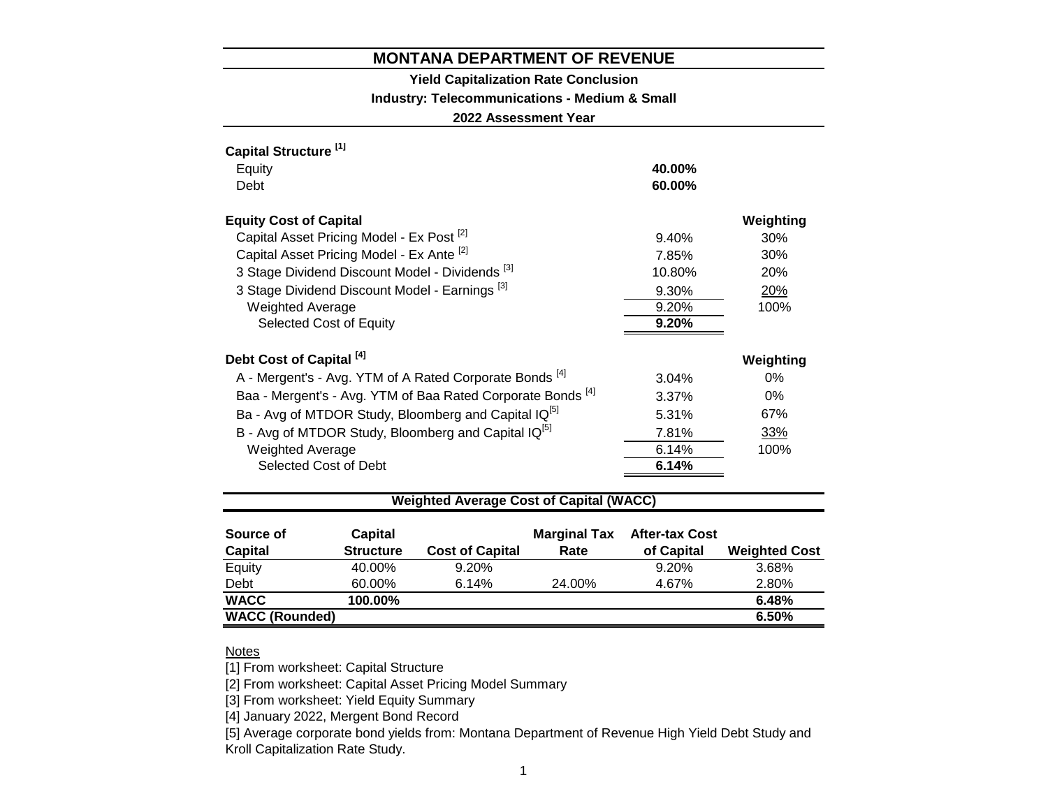# MONTANA DEPARTMENT OF REVENUE

**Yield Capitalization Rate Conclusion**

**Industry: Telecommunications - Medium & Small**

**2022 Assessment Year**

| **Capital Structure** [1] | | |
|---|---|---|
| Equity | **40.00%** | |
| Debt | **60.00%** | |

| **Equity Cost of Capital** | | **Weighting** |
|---|---|---|
| Capital Asset Pricing Model - Ex Post [2] | 9.40% | 30% |
| Capital Asset Pricing Model - Ex Ante [2] | 7.85% | 30% |
| 3 Stage Dividend Discount Model - Dividends [3] | 10.80% | 20% |
| 3 Stage Dividend Discount Model - Earnings [3] | 9.30% | 20% |
| Weighted Average | 9.20% | 100% |
| Selected Cost of Equity | **9.20%** | |

| **Debt Cost of Capital** [4] | | **Weighting** |
|---|---|---|
| A - Mergent's - Avg. YTM of A Rated Corporate Bonds [4] | 3.04% | 0% |
| Baa - Mergent's - Avg. YTM of Baa Rated Corporate Bonds [4] | 3.37% | 0% |
| Ba - Avg of MTDOR Study, Bloomberg and Capital IQ[5] | 5.31% | 67% |
| B - Avg of MTDOR Study, Bloomberg and Capital IQ[5] | 7.81% | 33% |
| Weighted Average | 6.14% | 100% |
| Selected Cost of Debt | **6.14%** | |

## Weighted Average Cost of Capital (WACC)

| Source of Capital | Capital Structure | Cost of Capital | Marginal Tax Rate | After-tax Cost of Capital | Weighted Cost |
|---|---|---|---|---|---|
| Equity | 40.00% | 9.20% | | 9.20% | 3.68% |
| Debt | 60.00% | 6.14% | 24.00% | 4.67% | 2.80% |
| **WACC** | **100.00%** | | | | **6.48%** |
| **WACC (Rounded)** | | | | | **6.50%** |

Notes

[1] From worksheet: Capital Structure

[2] From worksheet: Capital Asset Pricing Model Summary

[3] From worksheet: Yield Equity Summary

[4] January 2022, Mergent Bond Record

[5] Average corporate bond yields from: Montana Department of Revenue High Yield Debt Study and Kroll Capitalization Rate Study.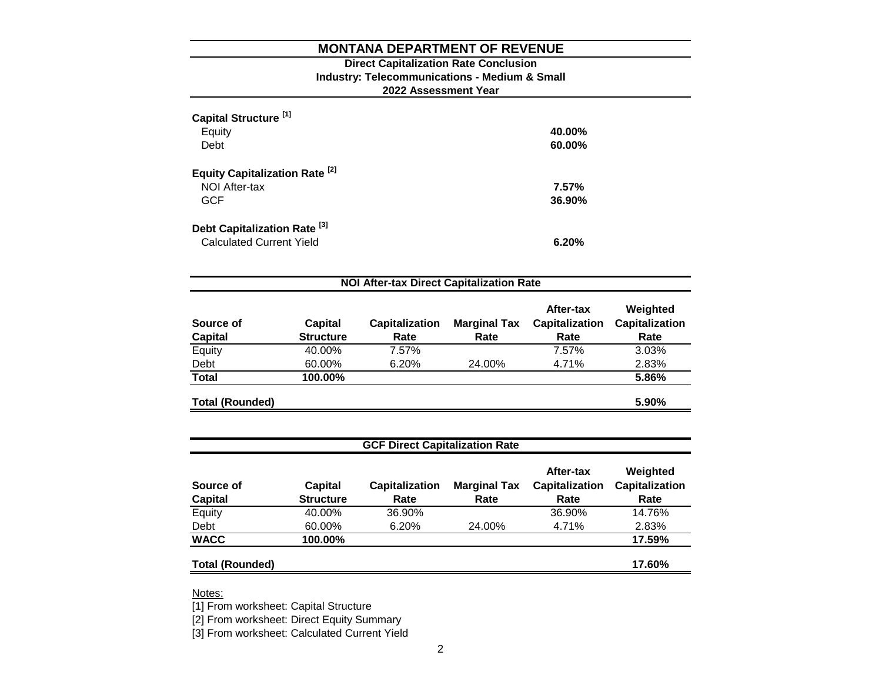# MONTANA DEPARTMENT OF REVENUE

## Direct Capitalization Rate Conclusion

**Industry: Telecommunications - Medium & Small**

**2022 Assessment Year**

**Capital Structure [1]**

| | |
|---|---|
| Equity | **40.00%** |
| Debt | **60.00%** |

**Equity Capitalization Rate [2]**

| | |
|---|---|
| NOI After-tax | **7.57%** |
| GCF | **36.90%** |

**Debt Capitalization Rate [3]**

| | |
|---|---|
| Calculated Current Yield | **6.20%** |

### NOI After-tax Direct Capitalization Rate

| Source of Capital | Capital Structure | Capitalization Rate | Marginal Tax Rate | After-tax Capitalization Rate | Weighted Capitalization Rate |
|---|---|---|---|---|---|
| Equity | 40.00% | 7.57% | | 7.57% | 3.03% |
| Debt | 60.00% | 6.20% | 24.00% | 4.71% | 2.83% |
| **Total** | **100.00%** | | | | **5.86%** |
| **Total (Rounded)** | | | | | **5.90%** |

### GCF Direct Capitalization Rate

| Source of Capital | Capital Structure | Capitalization Rate | Marginal Tax Rate | After-tax Capitalization Rate | Weighted Capitalization Rate |
|---|---|---|---|---|---|
| Equity | 40.00% | 36.90% | | 36.90% | 14.76% |
| Debt | 60.00% | 6.20% | 24.00% | 4.71% | 2.83% |
| **WACC** | **100.00%** | | | | **17.59%** |
| **Total (Rounded)** | | | | | **17.60%** |

Notes:

[1] From worksheet: Capital Structure

[2] From worksheet: Direct Equity Summary

[3] From worksheet: Calculated Current Yield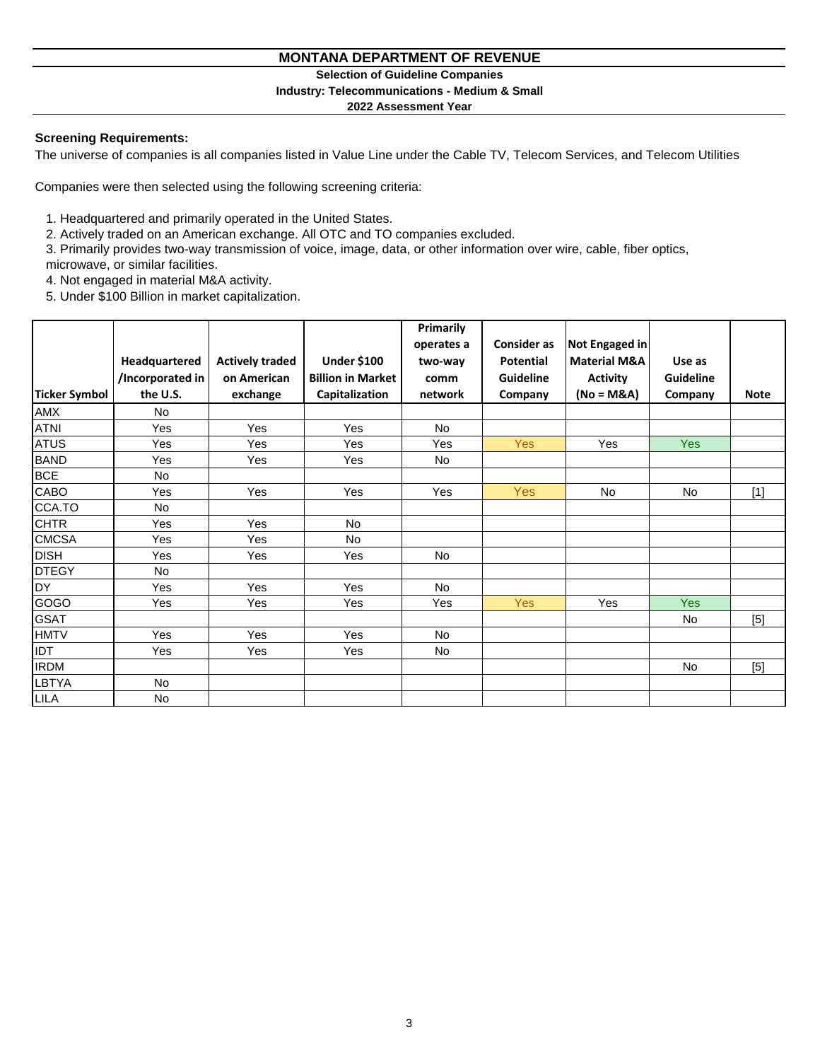# MONTANA DEPARTMENT OF REVENUE

**Selection of Guideline Companies**

**Industry: Telecommunications - Medium & Small**

**2022 Assessment Year**

**Screening Requirements:**

The universe of companies is all companies listed in Value Line under the Cable TV, Telecom Services, and Telecom Utilities

Companies were then selected using the following screening criteria:

1. Headquartered and primarily operated in the United States.
2. Actively traded on an American exchange. All OTC and TO companies excluded.
3. Primarily provides two-way transmission of voice, image, data, or other information over wire, cable, fiber optics, microwave, or similar facilities.
4. Not engaged in material M&A activity.
5. Under $100 Billion in market capitalization.

| Ticker Symbol | Headquartered /Incorporated in the U.S. | Actively traded on American exchange | Under $100 Billion in Market Capitalization | Primarily operates a two-way comm network | Consider as Potential Guideline Company | Not Engaged in Material M&A Activity (No = M&A) | Use as Guideline Company | Note |
|---|---|---|---|---|---|---|---|---|
| AMX | No | | | | | | | |
| ATNI | Yes | Yes | Yes | No | | | | |
| ATUS | Yes | Yes | Yes | Yes | Yes | Yes | Yes | |
| BAND | Yes | Yes | Yes | No | | | | |
| BCE | No | | | | | | | |
| CABO | Yes | Yes | Yes | Yes | Yes | No | No | [1] |
| CCA.TO | No | | | | | | | |
| CHTR | Yes | Yes | No | | | | | |
| CMCSA | Yes | Yes | No | | | | | |
| DISH | Yes | Yes | Yes | No | | | | |
| DTEGY | No | | | | | | | |
| DY | Yes | Yes | Yes | No | | | | |
| GOGO | Yes | Yes | Yes | Yes | Yes | Yes | Yes | |
| GSAT | | | | | | | No | [5] |
| HMTV | Yes | Yes | Yes | No | | | | |
| IDT | Yes | Yes | Yes | No | | | | |
| IRDM | | | | | | | No | [5] |
| LBTYA | No | | | | | | | |
| LILA | No | | | | | | | |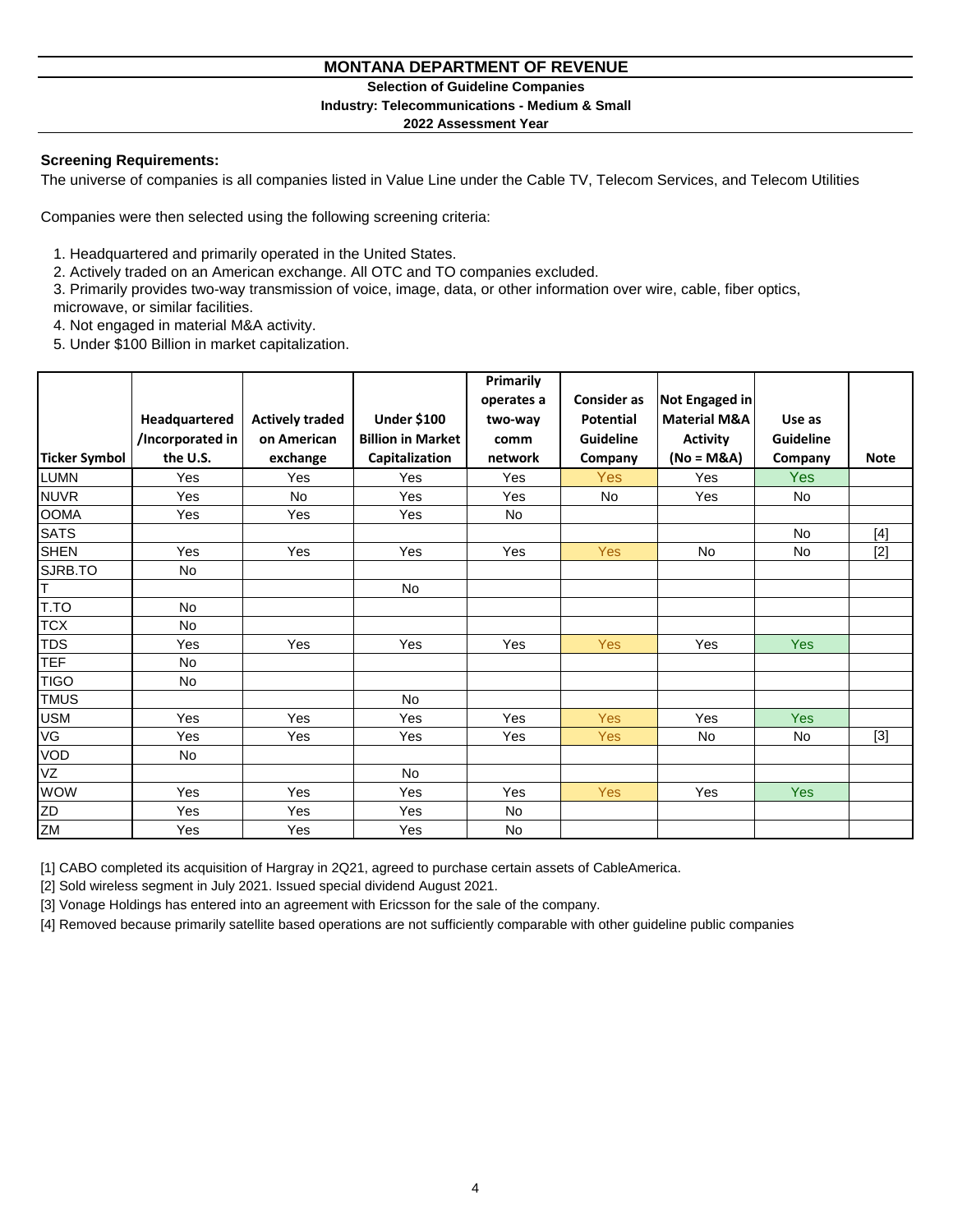# MONTANA DEPARTMENT OF REVENUE

**Selection of Guideline Companies**

**Industry: Telecommunications - Medium & Small**

**2022 Assessment Year**

**Screening Requirements:**

The universe of companies is all companies listed in Value Line under the Cable TV, Telecom Services, and Telecom Utilities

Companies were then selected using the following screening criteria:

1. Headquartered and primarily operated in the United States.
2. Actively traded on an American exchange. All OTC and TO companies excluded.
3. Primarily provides two-way transmission of voice, image, data, or other information over wire, cable, fiber optics, microwave, or similar facilities.
4. Not engaged in material M&A activity.
5. Under $100 Billion in market capitalization.

| Ticker Symbol | Headquartered /Incorporated in the U.S. | Actively traded on American exchange | Under $100 Billion in Market Capitalization | Primarily operates a two-way comm network | Consider as Potential Guideline Company | Not Engaged in Material M&A Activity (No = M&A) | Use as Guideline Company | Note |
|---|---|---|---|---|---|---|---|---|
| LUMN | Yes | Yes | Yes | Yes | Yes | Yes | Yes | |
| NUVR | Yes | No | Yes | Yes | No | Yes | No | |
| OOMA | Yes | Yes | Yes | No | | | | |
| SATS | | | | | | | No | [4] |
| SHEN | Yes | Yes | Yes | Yes | Yes | No | No | [2] |
| SJRB.TO | No | | | | | | | |
| T | | | No | | | | | |
| T.TO | No | | | | | | | |
| TCX | No | | | | | | | |
| TDS | Yes | Yes | Yes | Yes | Yes | Yes | Yes | |
| TEF | No | | | | | | | |
| TIGO | No | | | | | | | |
| TMUS | | | No | | | | | |
| USM | Yes | Yes | Yes | Yes | Yes | Yes | Yes | |
| VG | Yes | Yes | Yes | Yes | Yes | No | No | [3] |
| VOD | No | | | | | | | |
| VZ | | | No | | | | | |
| WOW | Yes | Yes | Yes | Yes | Yes | Yes | Yes | |
| ZD | Yes | Yes | Yes | No | | | | |
| ZM | Yes | Yes | Yes | No | | | | |

[1] CABO completed its acquisition of Hargray in 2Q21, agreed to purchase certain assets of CableAmerica.

[2] Sold wireless segment in July 2021. Issued special dividend August 2021.

[3] Vonage Holdings has entered into an agreement with Ericsson for the sale of the company.

[4] Removed because primarily satellite based operations are not sufficiently comparable with other guideline public companies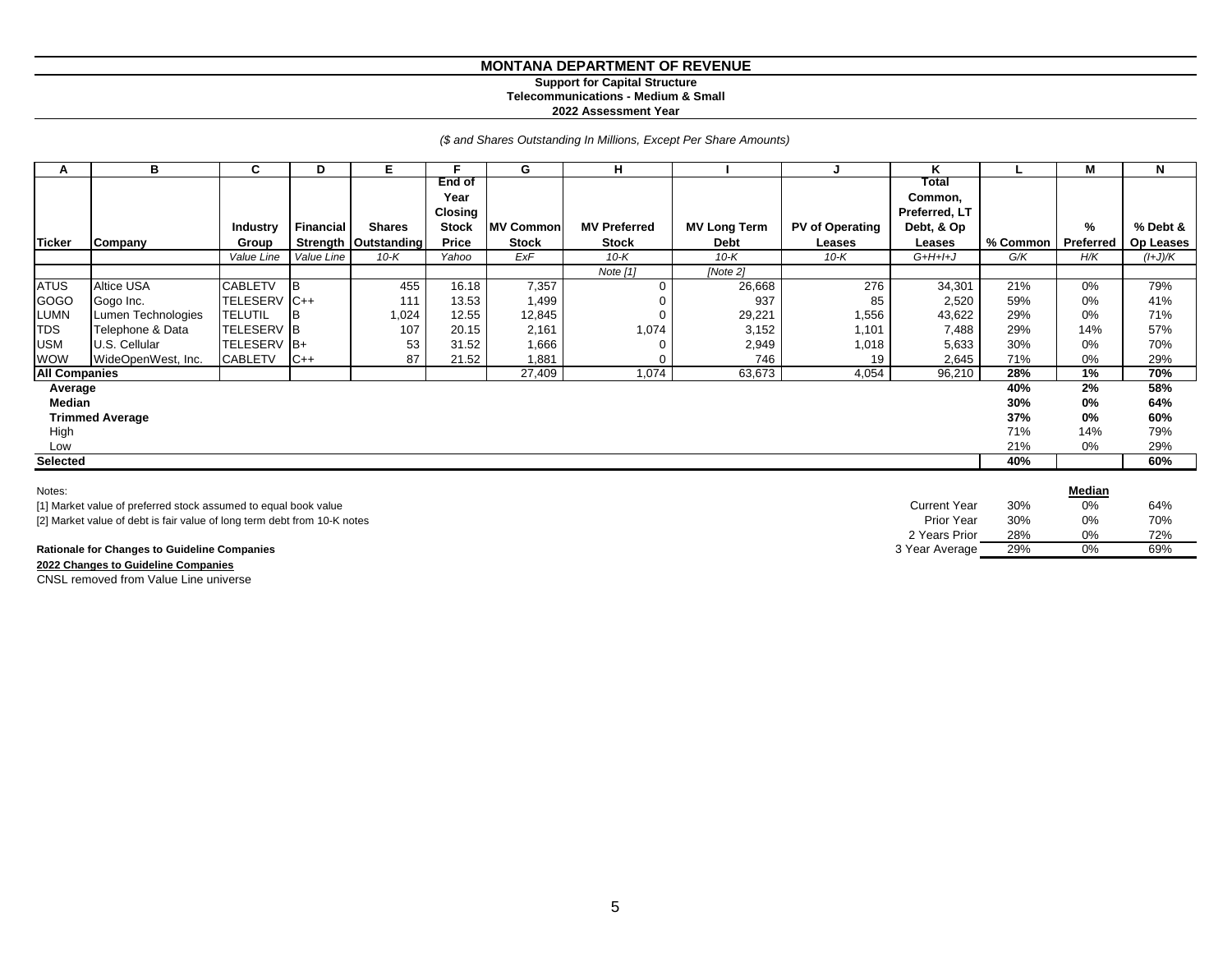# MONTANA DEPARTMENT OF REVENUE

**Support for Capital Structure**
**Telecommunications - Medium & Small**
**2022 Assessment Year**

*($ and Shares Outstanding In Millions, Except Per Share Amounts)*

| A | B | C | D | E | F | G | H | I | J | K | L | M | N |
|---|---|---|---|---|---|---|---|---|---|---|---|---|---|
| Ticker | Company | Industry Group | Financial Strength | Shares Outstanding | End of Year Closing Stock Price | MV Common Stock | MV Preferred Stock | MV Long Term Debt | PV of Operating Leases | Total Common, Preferred, LT Debt, & Op Leases | % Common | % Preferred | % Debt & Op Leases |
| | | *Value Line* | *Value Line* | *10-K* | *Yahoo* | *ExF* | *10-K* | *10-K* | *10-K* | *G+H+I+J* | *G/K* | *H/K* | *(I+J)/K* |
| | | | | | | | *Note [1]* | *[Note 2]* | | | | | |
| ATUS | Altice USA | CABLETV | B | 455 | 16.18 | 7,357 | 0 | 26,668 | 276 | 34,301 | 21% | 0% | 79% |
| GOGO | Gogo Inc. | TELESERV | C++ | 111 | 13.53 | 1,499 | 0 | 937 | 85 | 2,520 | 59% | 0% | 41% |
| LUMN | Lumen Technologies | TELUTIL | B | 1,024 | 12.55 | 12,845 | 0 | 29,221 | 1,556 | 43,622 | 29% | 0% | 71% |
| TDS | Telephone & Data | TELESERV | B | 107 | 20.15 | 2,161 | 1,074 | 3,152 | 1,101 | 7,488 | 29% | 14% | 57% |
| USM | U.S. Cellular | TELESERV | B+ | 53 | 31.52 | 1,666 | 0 | 2,949 | 1,018 | 5,633 | 30% | 0% | 70% |
| WOW | WideOpenWest, Inc. | CABLETV | C++ | 87 | 21.52 | 1,881 | 0 | 746 | 19 | 2,645 | 71% | 0% | 29% |
| **All Companies** | | | | | | 27,409 | 1,074 | 63,673 | 4,054 | 96,210 | **28%** | **1%** | **70%** |
| **Average** | | | | | | | | | | | **40%** | **2%** | **58%** |
| **Median** | | | | | | | | | | | **30%** | **0%** | **64%** |
| **Trimmed Average** | | | | | | | | | | | **37%** | **0%** | **60%** |
| High | | | | | | | | | | | 71% | 14% | 79% |
| Low | | | | | | | | | | | 21% | 0% | 29% |
| **Selected** | | | | | | | | | | | **40%** | | **60%** |

Notes:

[1] Market value of preferred stock assumed to equal book value

[2] Market value of debt is fair value of long term debt from 10-K notes

| | | **Median** | |
|---|---|---|---|
| Current Year | 30% | 0% | 64% |
| Prior Year | 30% | 0% | 70% |
| 2 Years Prior | 28% | 0% | 72% |
| 3 Year Average | 29% | 0% | 69% |

**Rationale for Changes to Guideline Companies**

**2022 Changes to Guideline Companies**

CNSL removed from Value Line universe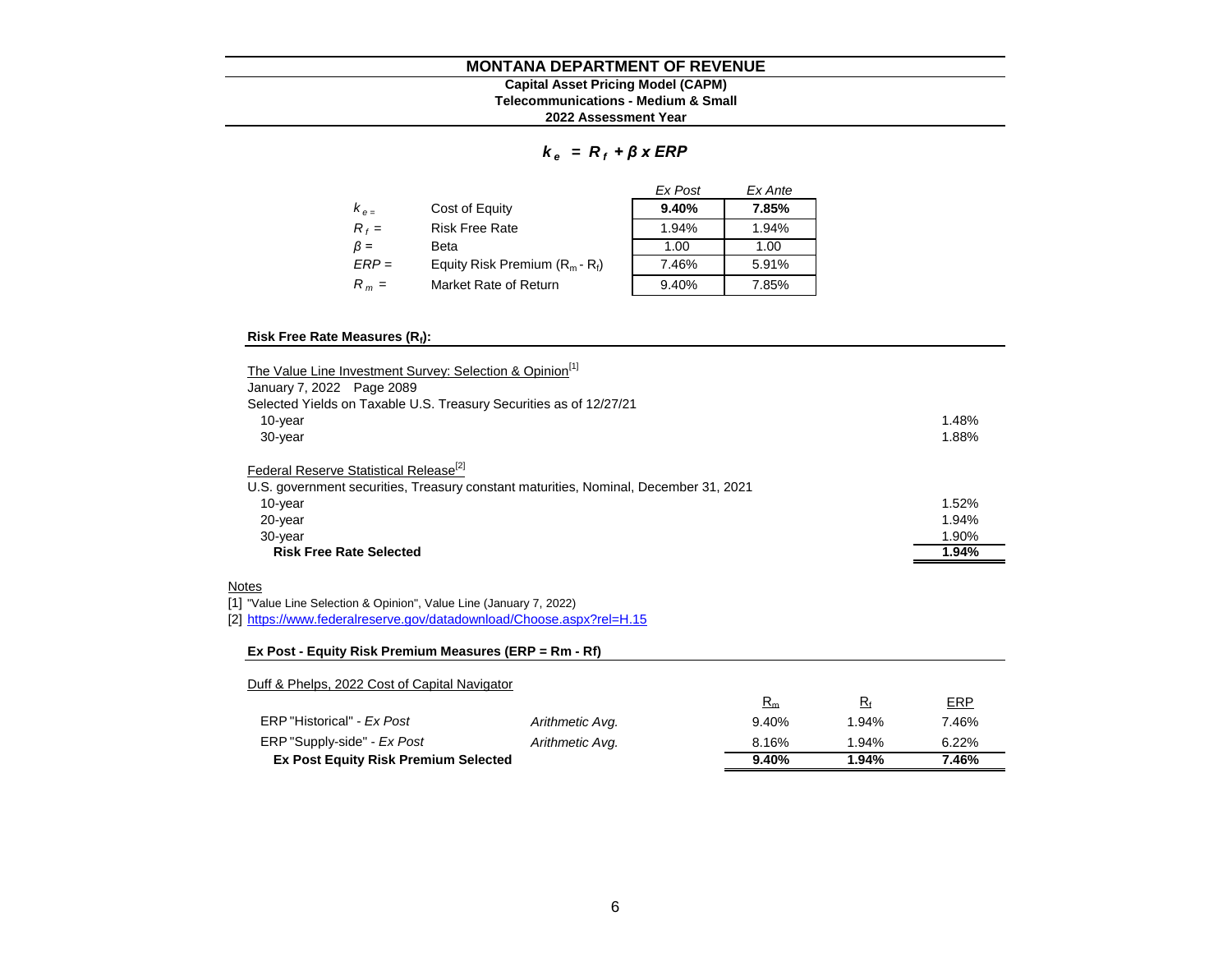# MONTANA DEPARTMENT OF REVENUE

**Capital Asset Pricing Model (CAPM)**
**Telecommunications - Medium & Small**
**2022 Assessment Year**

$$k_e = R_f + \beta \times ERP$$

| | | *Ex Post* | *Ex Ante* |
|---|---|---|---|
| $k_e$ = | Cost of Equity | **9.40%** | **7.85%** |
| $R_f$ = | Risk Free Rate | 1.94% | 1.94% |
| $\beta$ = | Beta | 1.00 | 1.00 |
| *ERP* = | Equity Risk Premium ($R_m$ - $R_f$) | 7.46% | 5.91% |
| $R_m$ = | Market Rate of Return | 9.40% | 7.85% |

### Risk Free Rate Measures ($R_f$):

| | |
|---|---|
| The Value Line Investment Survey: Selection & Opinion[1] | |
| January 7, 2022 Page 2089 | |
| Selected Yields on Taxable U.S. Treasury Securities as of 12/27/21 | |
| 10-year | 1.48% |
| 30-year | 1.88% |
| | |
| Federal Reserve Statistical Release[2] | |
| U.S. government securities, Treasury constant maturities, Nominal, December 31, 2021 | |
| 10-year | 1.52% |
| 20-year | 1.94% |
| 30-year | 1.90% |
| **Risk Free Rate Selected** | **1.94%** |

Notes

[1] "Value Line Selection & Opinion", Value Line (January 7, 2022)

[2] https://www.federalreserve.gov/datadownload/Choose.aspx?rel=H.15

### Ex Post - Equity Risk Premium Measures (ERP = Rm - Rf)

Duff & Phelps, 2022 Cost of Capital Navigator

| | | $R_m$ | $R_f$ | ERP |
|---|---|---|---|---|
| ERP "Historical" - *Ex Post* | *Arithmetic Avg.* | 9.40% | 1.94% | 7.46% |
| ERP "Supply-side" - *Ex Post* | *Arithmetic Avg.* | 8.16% | 1.94% | 6.22% |
| **Ex Post Equity Risk Premium Selected** | | **9.40%** | **1.94%** | **7.46%** |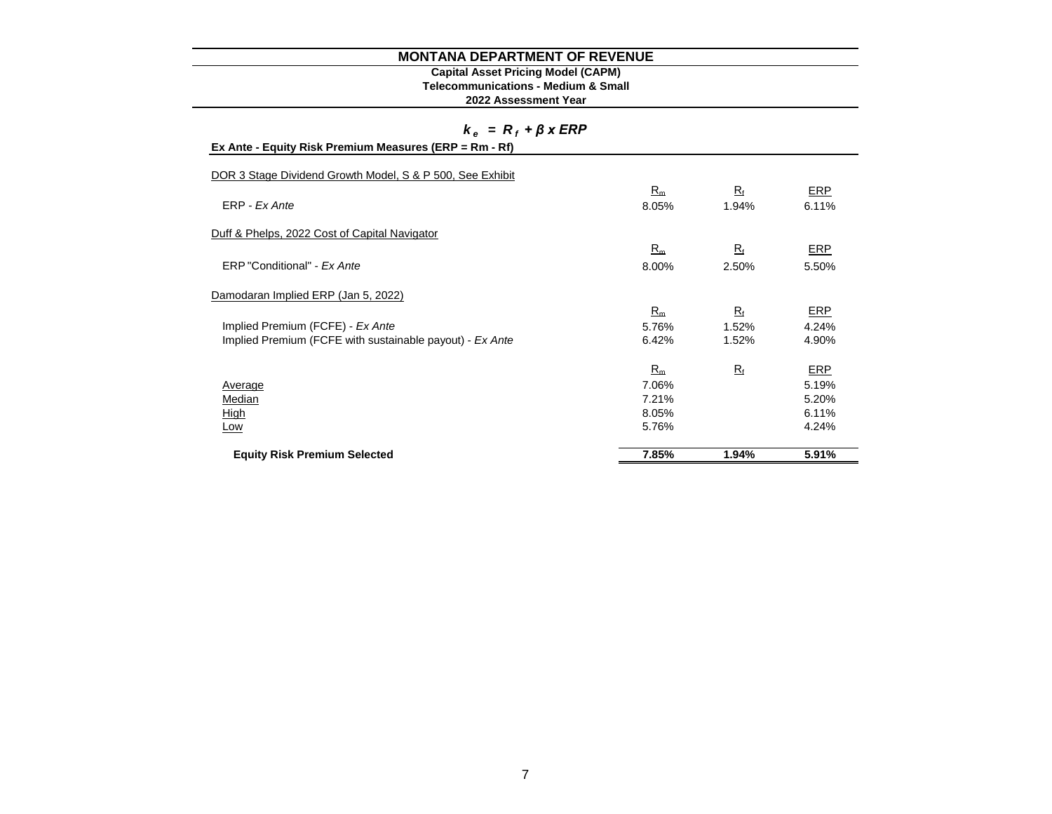# MONTANA DEPARTMENT OF REVENUE

**Capital Asset Pricing Model (CAPM)**
**Telecommunications - Medium & Small**
**2022 Assessment Year**

$$k_e = R_f + \beta \times ERP$$

**Ex Ante - Equity Risk Premium Measures (ERP = Rm - Rf)**

| | $R_m$ | $R_f$ | ERP |
|---|---|---|---|
| DOR 3 Stage Dividend Growth Model, S & P 500, See Exhibit | | | |
| ERP - *Ex Ante* | 8.05% | 1.94% | 6.11% |
| Duff & Phelps, 2022 Cost of Capital Navigator | | | |
| ERP "Conditional" - *Ex Ante* | 8.00% | 2.50% | 5.50% |
| Damodaran Implied ERP (Jan 5, 2022) | | | |
| Implied Premium (FCFE) - *Ex Ante* | 5.76% | 1.52% | 4.24% |
| Implied Premium (FCFE with sustainable payout) - *Ex Ante* | 6.42% | 1.52% | 4.90% |
| Average | 7.06% | | 5.19% |
| Median | 7.21% | | 5.20% |
| High | 8.05% | | 6.11% |
| Low | 5.76% | | 4.24% |
| **Equity Risk Premium Selected** | **7.85%** | **1.94%** | **5.91%** |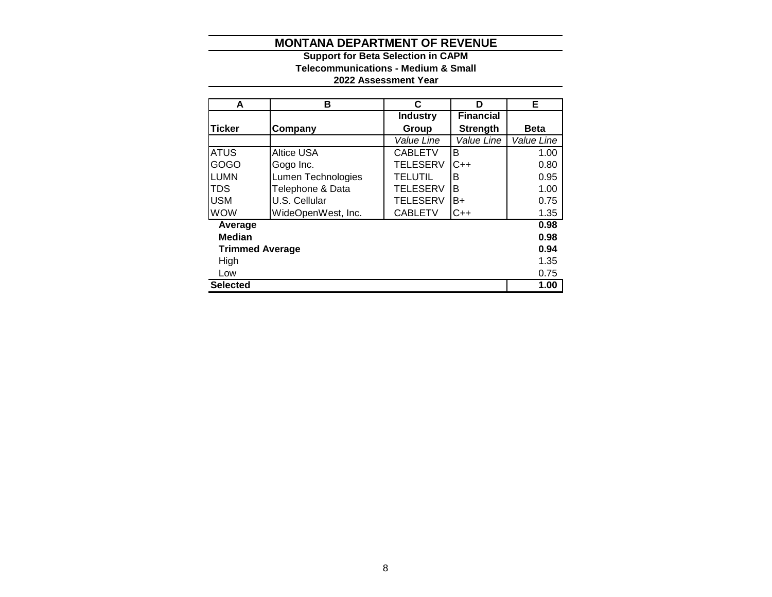# MONTANA DEPARTMENT OF REVENUE

**Support for Beta Selection in CAPM**
**Telecommunications - Medium & Small**
**2022 Assessment Year**

| A | B | C | D | E |
|---|---|---|---|---|
| **Ticker** | **Company** | **Industry Group** | **Financial Strength** | **Beta** |
| | | *Value Line* | *Value Line* | *Value Line* |
| ATUS | Altice USA | CABLETV | B | 1.00 |
| GOGO | Gogo Inc. | TELESERV | C++ | 0.80 |
| LUMN | Lumen Technologies | TELUTIL | B | 0.95 |
| TDS | Telephone & Data | TELESERV | B | 1.00 |
| USM | U.S. Cellular | TELESERV | B+ | 0.75 |
| WOW | WideOpenWest, Inc. | CABLETV | C++ | 1.35 |
| **Average** | | | | **0.98** |
| **Median** | | | | **0.98** |
| **Trimmed Average** | | | | **0.94** |
| High | | | | 1.35 |
| Low | | | | 0.75 |
| **Selected** | | | | **1.00** |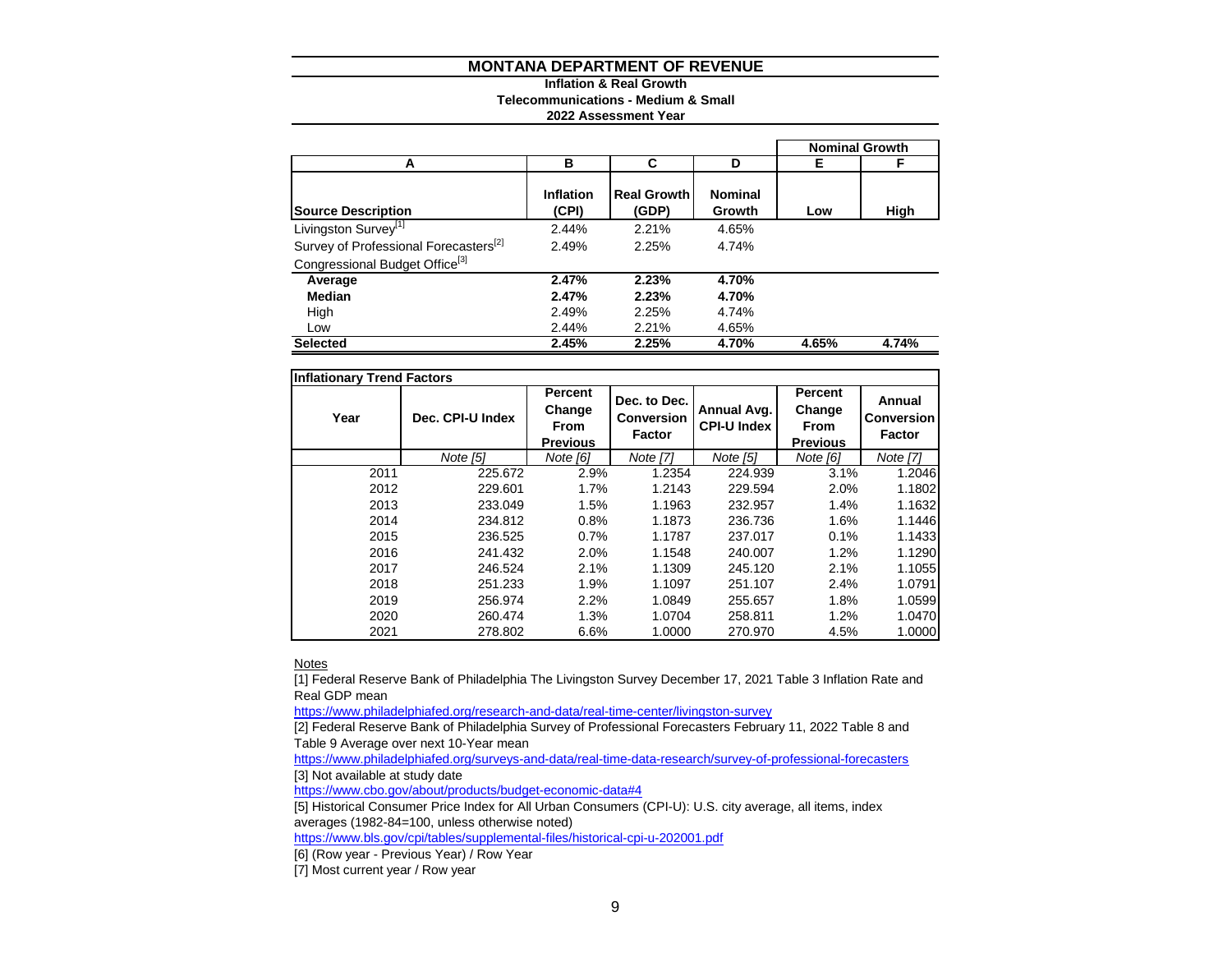# MONTANA DEPARTMENT OF REVENUE

**Inflation & Real Growth**
**Telecommunications - Medium & Small**
**2022 Assessment Year**

| | | | | Nominal Growth | |
|---|---|---|---|---|---|
| **A** | **B** | **C** | **D** | **E** | **F** |
| **Source Description** | **Inflation (CPI)** | **Real Growth (GDP)** | **Nominal Growth** | **Low** | **High** |
| Livingston Survey[1] | 2.44% | 2.21% | 4.65% | | |
| Survey of Professional Forecasters[2] | 2.49% | 2.25% | 4.74% | | |
| Congressional Budget Office[3] | | | | | |
| **Average** | **2.47%** | **2.23%** | **4.70%** | | |
| **Median** | **2.47%** | **2.23%** | **4.70%** | | |
| High | 2.49% | 2.25% | 4.74% | | |
| Low | 2.44% | 2.21% | 4.65% | | |
| **Selected** | **2.45%** | **2.25%** | **4.70%** | **4.65%** | **4.74%** |

**Inflationary Trend Factors**

| Year | Dec. CPI-U Index | Percent Change From Previous | Dec. to Dec. Conversion Factor | Annual Avg. CPI-U Index | Percent Change From Previous | Annual Conversion Factor |
|---|---|---|---|---|---|---|
| | *Note [5]* | *Note [6]* | *Note [7]* | *Note [5]* | *Note [6]* | *Note [7]* |
| 2011 | 225.672 | 2.9% | 1.2354 | 224.939 | 3.1% | 1.2046 |
| 2012 | 229.601 | 1.7% | 1.2143 | 229.594 | 2.0% | 1.1802 |
| 2013 | 233.049 | 1.5% | 1.1963 | 232.957 | 1.4% | 1.1632 |
| 2014 | 234.812 | 0.8% | 1.1873 | 236.736 | 1.6% | 1.1446 |
| 2015 | 236.525 | 0.7% | 1.1787 | 237.017 | 0.1% | 1.1433 |
| 2016 | 241.432 | 2.0% | 1.1548 | 240.007 | 1.2% | 1.1290 |
| 2017 | 246.524 | 2.1% | 1.1309 | 245.120 | 2.1% | 1.1055 |
| 2018 | 251.233 | 1.9% | 1.1097 | 251.107 | 2.4% | 1.0791 |
| 2019 | 256.974 | 2.2% | 1.0849 | 255.657 | 1.8% | 1.0599 |
| 2020 | 260.474 | 1.3% | 1.0704 | 258.811 | 1.2% | 1.0470 |
| 2021 | 278.802 | 6.6% | 1.0000 | 270.970 | 4.5% | 1.0000 |

Notes

[1] Federal Reserve Bank of Philadelphia The Livingston Survey December 17, 2021 Table 3 Inflation Rate and Real GDP mean
https://www.philadelphiafed.org/research-and-data/real-time-center/livingston-survey

[2] Federal Reserve Bank of Philadelphia Survey of Professional Forecasters February 11, 2022 Table 8 and Table 9 Average over next 10-Year mean
https://www.philadelphiafed.org/surveys-and-data/real-time-data-research/survey-of-professional-forecasters

[3] Not available at study date
https://www.cbo.gov/about/products/budget-economic-data#4

[5] Historical Consumer Price Index for All Urban Consumers (CPI-U): U.S. city average, all items, index averages (1982-84=100, unless otherwise noted)
https://www.bls.gov/cpi/tables/supplemental-files/historical-cpi-u-202001.pdf

[6] (Row year - Previous Year) / Row Year

[7] Most current year / Row year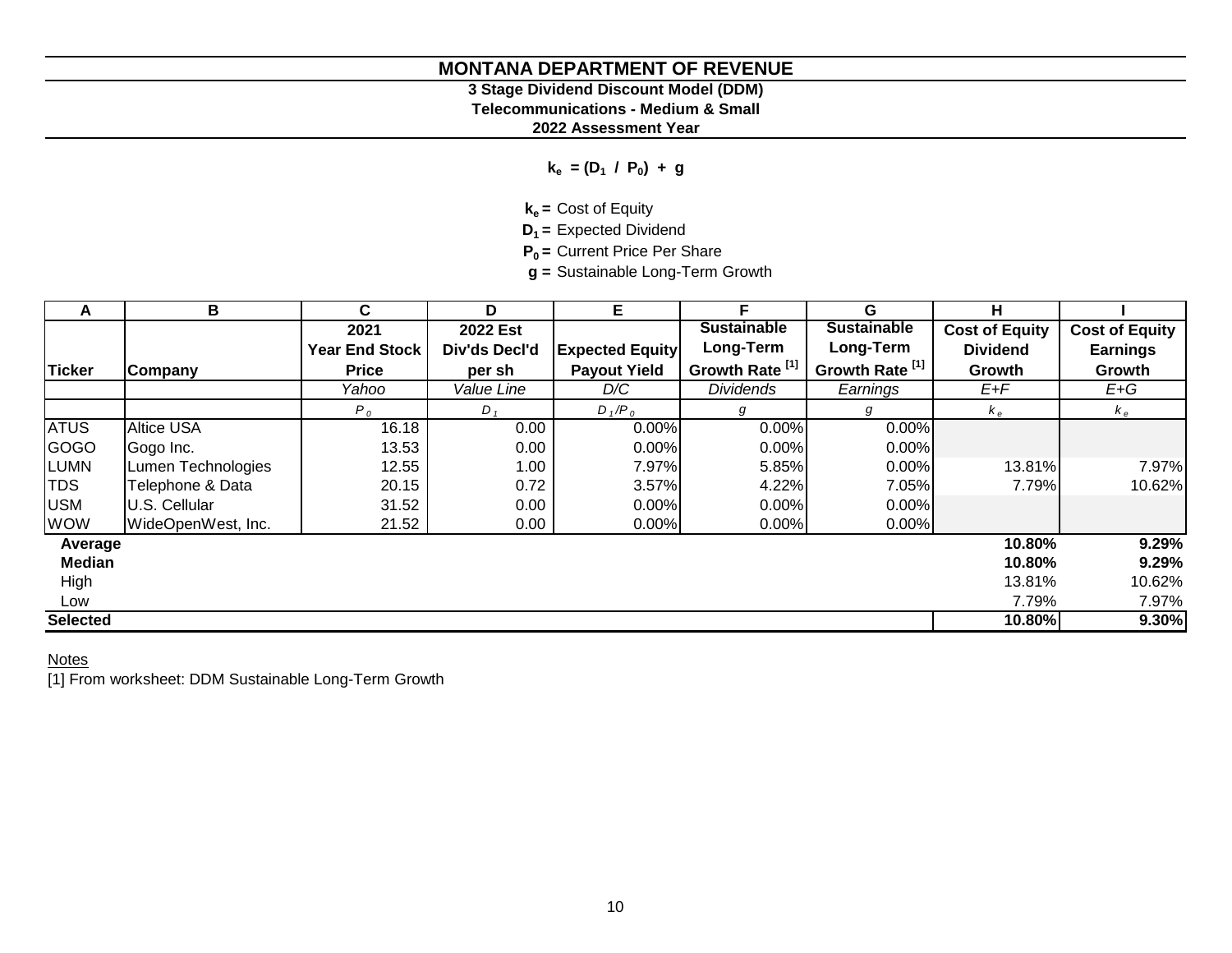# MONTANA DEPARTMENT OF REVENUE

**3 Stage Dividend Discount Model (DDM)**
**Telecommunications - Medium & Small**
**2022 Assessment Year**

$$k_e = (D_1 \ / \ P_0) + g$$

$k_e$ = Cost of Equity
$D_1$ = Expected Dividend
$P_0$ = Current Price Per Share
$g$ = Sustainable Long-Term Growth

| A | B | C | D | E | F | G | H | I |
|---|---|---|---|---|---|---|---|---|
| **Ticker** | **Company** | **2021 Year End Stock Price** | **2022 Est Div'ds Decl'd per sh** | **Expected Equity Payout Yield** | **Sustainable Long-Term Growth Rate [1]** | **Sustainable Long-Term Growth Rate [1]** | **Cost of Equity Dividend Growth** | **Cost of Equity Earnings Growth** |
| | | *Yahoo* | *Value Line* | *D/C* | *Dividends* | *Earnings* | *E+F* | *E+G* |
| | | $P_0$ | $D_1$ | $D_1/P_0$ | $g$ | $g$ | $k_e$ | $k_e$ |
| ATUS | Altice USA | 16.18 | 0.00 | 0.00% | 0.00% | 0.00% | | |
| GOGO | Gogo Inc. | 13.53 | 0.00 | 0.00% | 0.00% | 0.00% | | |
| LUMN | Lumen Technologies | 12.55 | 1.00 | 7.97% | 5.85% | 0.00% | 13.81% | 7.97% |
| TDS | Telephone & Data | 20.15 | 0.72 | 3.57% | 4.22% | 7.05% | 7.79% | 10.62% |
| USM | U.S. Cellular | 31.52 | 0.00 | 0.00% | 0.00% | 0.00% | | |
| WOW | WideOpenWest, Inc. | 21.52 | 0.00 | 0.00% | 0.00% | 0.00% | | |
| **Average** | | | | | | | **10.80%** | **9.29%** |
| **Median** | | | | | | | **10.80%** | **9.29%** |
| High | | | | | | | 13.81% | 10.62% |
| Low | | | | | | | 7.79% | 7.97% |
| **Selected** | | | | | | | **10.80%** | **9.30%** |

Notes

[1] From worksheet: DDM Sustainable Long-Term Growth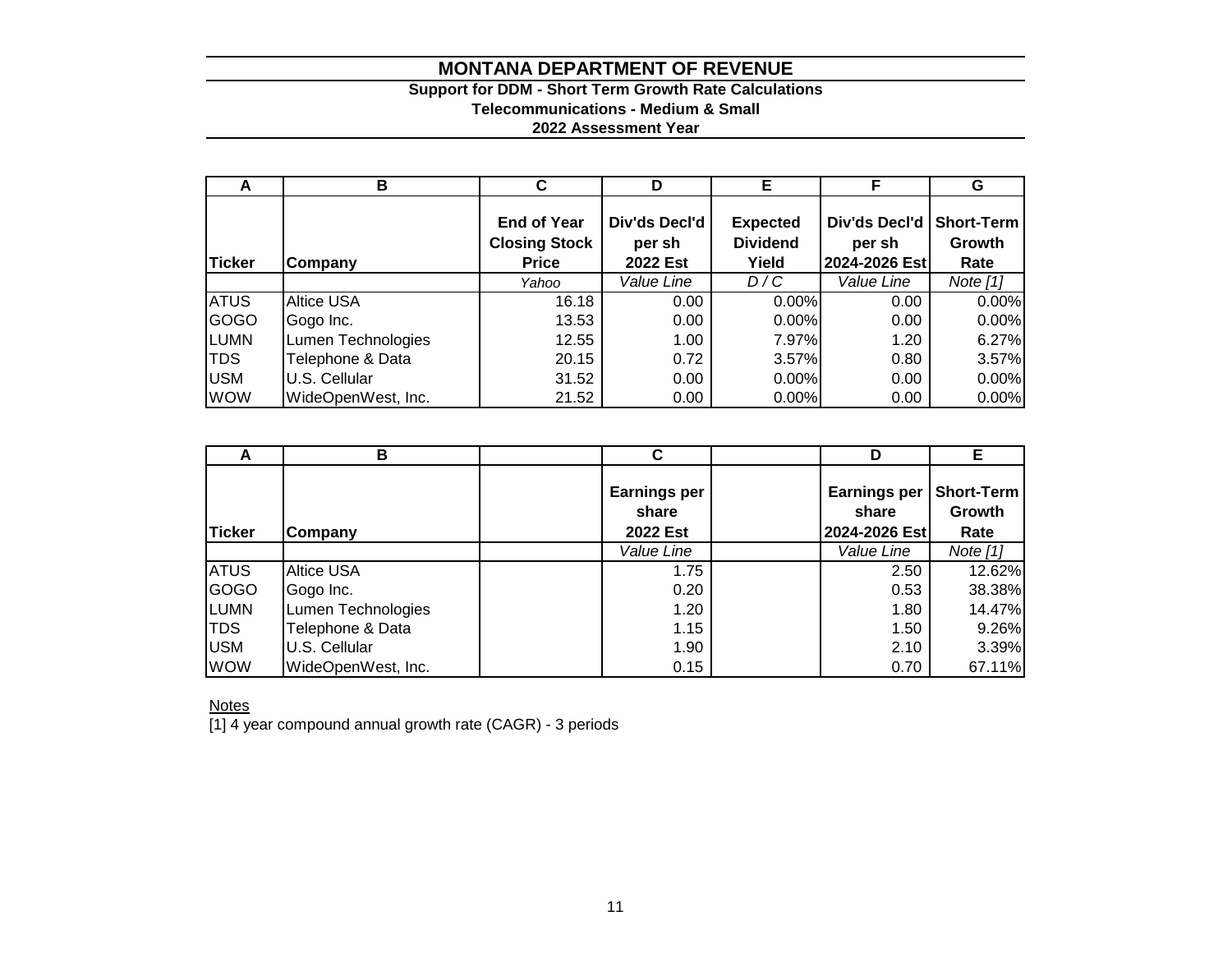# MONTANA DEPARTMENT OF REVENUE

**Support for DDM - Short Term Growth Rate Calculations**

**Telecommunications - Medium & Small**

**2022 Assessment Year**

| A | B | C | D | E | F | G |
|---|---|---|---|---|---|---|
| **Ticker** | **Company** | **End of Year Closing Stock Price** | **Div'ds Decl'd per sh 2022 Est** | **Expected Dividend Yield** | **Div'ds Decl'd per sh 2024-2026 Est** | **Short-Term Growth Rate** |
| | | *Yahoo* | *Value Line* | *D / C* | *Value Line* | *Note [1]* |
| ATUS | Altice USA | 16.18 | 0.00 | 0.00% | 0.00 | 0.00% |
| GOGO | Gogo Inc. | 13.53 | 0.00 | 0.00% | 0.00 | 0.00% |
| LUMN | Lumen Technologies | 12.55 | 1.00 | 7.97% | 1.20 | 6.27% |
| TDS | Telephone & Data | 20.15 | 0.72 | 3.57% | 0.80 | 3.57% |
| USM | U.S. Cellular | 31.52 | 0.00 | 0.00% | 0.00 | 0.00% |
| WOW | WideOpenWest, Inc. | 21.52 | 0.00 | 0.00% | 0.00 | 0.00% |

| A | B | C | D | E |
|---|---|---|---|---|
| **Ticker** | **Company** | **Earnings per share 2022 Est** | **Earnings per share 2024-2026 Est** | **Short-Term Growth Rate** |
| | | *Value Line* | *Value Line* | *Note [1]* |
| ATUS | Altice USA | 1.75 | 2.50 | 12.62% |
| GOGO | Gogo Inc. | 0.20 | 0.53 | 38.38% |
| LUMN | Lumen Technologies | 1.20 | 1.80 | 14.47% |
| TDS | Telephone & Data | 1.15 | 1.50 | 9.26% |
| USM | U.S. Cellular | 1.90 | 2.10 | 3.39% |
| WOW | WideOpenWest, Inc. | 0.15 | 0.70 | 67.11% |

Notes

[1] 4 year compound annual growth rate (CAGR) - 3 periods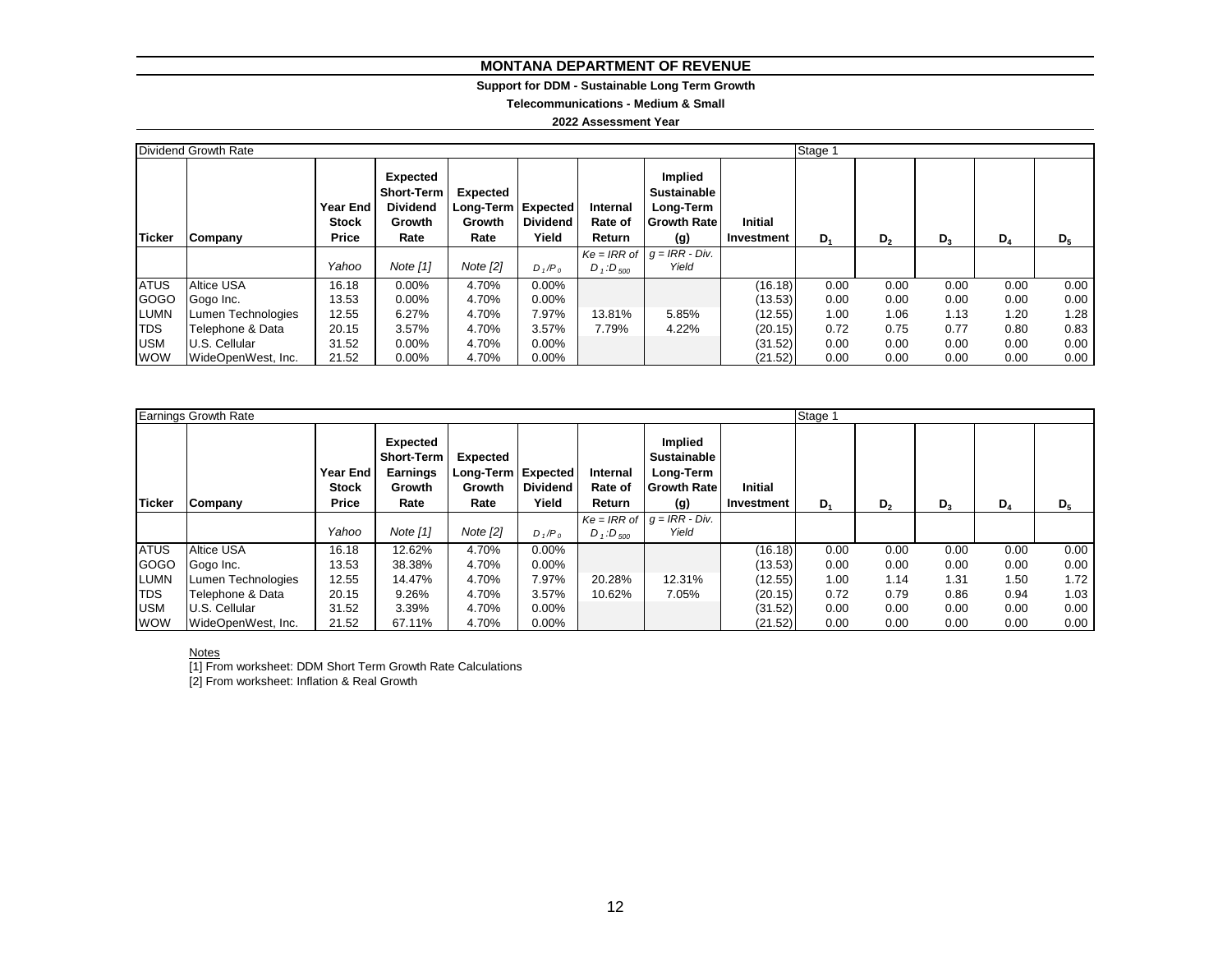# MONTANA DEPARTMENT OF REVENUE

**Support for DDM - Sustainable Long Term Growth**

**Telecommunications - Medium & Small**

**2022 Assessment Year**

| Dividend Growth Rate | | | | | | | | | Stage 1 | | | | |
|---|---|---|---|---|---|---|---|---|---|---|---|---|---|
| **Ticker** | **Company** | **Year End Stock Price** | **Expected Short-Term Dividend Growth Rate** | **Expected Long-Term Growth Rate** | **Expected Dividend Yield** | **Internal Rate of Return** | **Implied Sustainable Long-Term Growth Rate (g)** | **Initial Investment** | $D_1$ | $D_2$ | $D_3$ | $D_4$ | $D_5$ |
| | | *Yahoo* | *Note [1]* | *Note [2]* | $D_1/P_0$ | *Ke = IRR of* $D_1:D_{500}$ | *g = IRR - Div. Yield* | | | | | | |
| ATUS | Altice USA | 16.18 | 0.00% | 4.70% | 0.00% | | | (16.18) | 0.00 | 0.00 | 0.00 | 0.00 | 0.00 |
| GOGO | Gogo Inc. | 13.53 | 0.00% | 4.70% | 0.00% | | | (13.53) | 0.00 | 0.00 | 0.00 | 0.00 | 0.00 |
| LUMN | Lumen Technologies | 12.55 | 6.27% | 4.70% | 7.97% | 13.81% | 5.85% | (12.55) | 1.00 | 1.06 | 1.13 | 1.20 | 1.28 |
| TDS | Telephone & Data | 20.15 | 3.57% | 4.70% | 3.57% | 7.79% | 4.22% | (20.15) | 0.72 | 0.75 | 0.77 | 0.80 | 0.83 |
| USM | U.S. Cellular | 31.52 | 0.00% | 4.70% | 0.00% | | | (31.52) | 0.00 | 0.00 | 0.00 | 0.00 | 0.00 |
| WOW | WideOpenWest, Inc. | 21.52 | 0.00% | 4.70% | 0.00% | | | (21.52) | 0.00 | 0.00 | 0.00 | 0.00 | 0.00 |

| Earnings Growth Rate | | | | | | | | | Stage 1 | | | | |
|---|---|---|---|---|---|---|---|---|---|---|---|---|---|
| **Ticker** | **Company** | **Year End Stock Price** | **Expected Short-Term Earnings Growth Rate** | **Expected Long-Term Growth Rate** | **Expected Dividend Yield** | **Internal Rate of Return** | **Implied Sustainable Long-Term Growth Rate (g)** | **Initial Investment** | $D_1$ | $D_2$ | $D_3$ | $D_4$ | $D_5$ |
| | | *Yahoo* | *Note [1]* | *Note [2]* | $D_1/P_0$ | *Ke = IRR of* $D_1:D_{500}$ | *g = IRR - Div. Yield* | | | | | | |
| ATUS | Altice USA | 16.18 | 12.62% | 4.70% | 0.00% | | | (16.18) | 0.00 | 0.00 | 0.00 | 0.00 | 0.00 |
| GOGO | Gogo Inc. | 13.53 | 38.38% | 4.70% | 0.00% | | | (13.53) | 0.00 | 0.00 | 0.00 | 0.00 | 0.00 |
| LUMN | Lumen Technologies | 12.55 | 14.47% | 4.70% | 7.97% | 20.28% | 12.31% | (12.55) | 1.00 | 1.14 | 1.31 | 1.50 | 1.72 |
| TDS | Telephone & Data | 20.15 | 9.26% | 4.70% | 3.57% | 10.62% | 7.05% | (20.15) | 0.72 | 0.79 | 0.86 | 0.94 | 1.03 |
| USM | U.S. Cellular | 31.52 | 3.39% | 4.70% | 0.00% | | | (31.52) | 0.00 | 0.00 | 0.00 | 0.00 | 0.00 |
| WOW | WideOpenWest, Inc. | 21.52 | 67.11% | 4.70% | 0.00% | | | (21.52) | 0.00 | 0.00 | 0.00 | 0.00 | 0.00 |

Notes

[1] From worksheet: DDM Short Term Growth Rate Calculations

[2] From worksheet: Inflation & Real Growth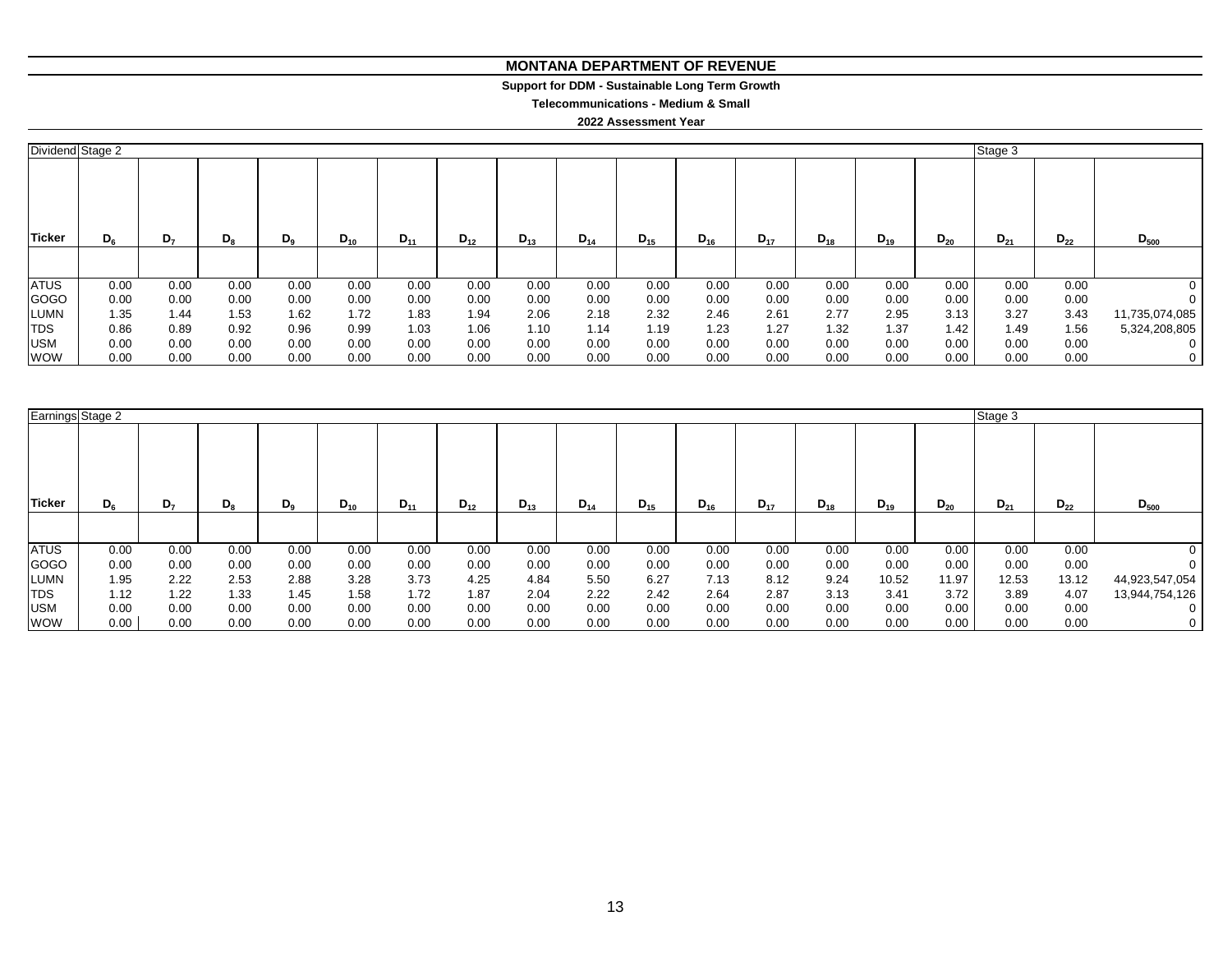# MONTANA DEPARTMENT OF REVENUE

**Support for DDM - Sustainable Long Term Growth**

**Telecommunications - Medium & Small**

**2022 Assessment Year**

| Dividend | Stage 2 | | | | | | | | | | | | | | | Stage 3 | | |
|---|---|---|---|---|---|---|---|---|---|---|---|---|---|---|---|---|---|---|
| **Ticker** | **$D_6$** | **$D_7$** | **$D_8$** | **$D_9$** | **$D_{10}$** | **$D_{11}$** | **$D_{12}$** | **$D_{13}$** | **$D_{14}$** | **$D_{15}$** | **$D_{16}$** | **$D_{17}$** | **$D_{18}$** | **$D_{19}$** | **$D_{20}$** | **$D_{21}$** | **$D_{22}$** | **$D_{500}$** |
| ATUS | 0.00 | 0.00 | 0.00 | 0.00 | 0.00 | 0.00 | 0.00 | 0.00 | 0.00 | 0.00 | 0.00 | 0.00 | 0.00 | 0.00 | 0.00 | 0.00 | 0.00 | 0 |
| GOGO | 0.00 | 0.00 | 0.00 | 0.00 | 0.00 | 0.00 | 0.00 | 0.00 | 0.00 | 0.00 | 0.00 | 0.00 | 0.00 | 0.00 | 0.00 | 0.00 | 0.00 | 0 |
| LUMN | 1.35 | 1.44 | 1.53 | 1.62 | 1.72 | 1.83 | 1.94 | 2.06 | 2.18 | 2.32 | 2.46 | 2.61 | 2.77 | 2.95 | 3.13 | 3.27 | 3.43 | 11,735,074,085 |
| TDS | 0.86 | 0.89 | 0.92 | 0.96 | 0.99 | 1.03 | 1.06 | 1.10 | 1.14 | 1.19 | 1.23 | 1.27 | 1.32 | 1.37 | 1.42 | 1.49 | 1.56 | 5,324,208,805 |
| USM | 0.00 | 0.00 | 0.00 | 0.00 | 0.00 | 0.00 | 0.00 | 0.00 | 0.00 | 0.00 | 0.00 | 0.00 | 0.00 | 0.00 | 0.00 | 0.00 | 0.00 | 0 |
| WOW | 0.00 | 0.00 | 0.00 | 0.00 | 0.00 | 0.00 | 0.00 | 0.00 | 0.00 | 0.00 | 0.00 | 0.00 | 0.00 | 0.00 | 0.00 | 0.00 | 0.00 | 0 |

| Earnings | Stage 2 | | | | | | | | | | | | | | | Stage 3 | | |
|---|---|---|---|---|---|---|---|---|---|---|---|---|---|---|---|---|---|---|
| **Ticker** | **$D_6$** | **$D_7$** | **$D_8$** | **$D_9$** | **$D_{10}$** | **$D_{11}$** | **$D_{12}$** | **$D_{13}$** | **$D_{14}$** | **$D_{15}$** | **$D_{16}$** | **$D_{17}$** | **$D_{18}$** | **$D_{19}$** | **$D_{20}$** | **$D_{21}$** | **$D_{22}$** | **$D_{500}$** |
| ATUS | 0.00 | 0.00 | 0.00 | 0.00 | 0.00 | 0.00 | 0.00 | 0.00 | 0.00 | 0.00 | 0.00 | 0.00 | 0.00 | 0.00 | 0.00 | 0.00 | 0.00 | 0 |
| GOGO | 0.00 | 0.00 | 0.00 | 0.00 | 0.00 | 0.00 | 0.00 | 0.00 | 0.00 | 0.00 | 0.00 | 0.00 | 0.00 | 0.00 | 0.00 | 0.00 | 0.00 | 0 |
| LUMN | 1.95 | 2.22 | 2.53 | 2.88 | 3.28 | 3.73 | 4.25 | 4.84 | 5.50 | 6.27 | 7.13 | 8.12 | 9.24 | 10.52 | 11.97 | 12.53 | 13.12 | 44,923,547,054 |
| TDS | 1.12 | 1.22 | 1.33 | 1.45 | 1.58 | 1.72 | 1.87 | 2.04 | 2.22 | 2.42 | 2.64 | 2.87 | 3.13 | 3.41 | 3.72 | 3.89 | 4.07 | 13,944,754,126 |
| USM | 0.00 | 0.00 | 0.00 | 0.00 | 0.00 | 0.00 | 0.00 | 0.00 | 0.00 | 0.00 | 0.00 | 0.00 | 0.00 | 0.00 | 0.00 | 0.00 | 0.00 | 0 |
| WOW | 0.00 | 0.00 | 0.00 | 0.00 | 0.00 | 0.00 | 0.00 | 0.00 | 0.00 | 0.00 | 0.00 | 0.00 | 0.00 | 0.00 | 0.00 | 0.00 | 0.00 | 0 |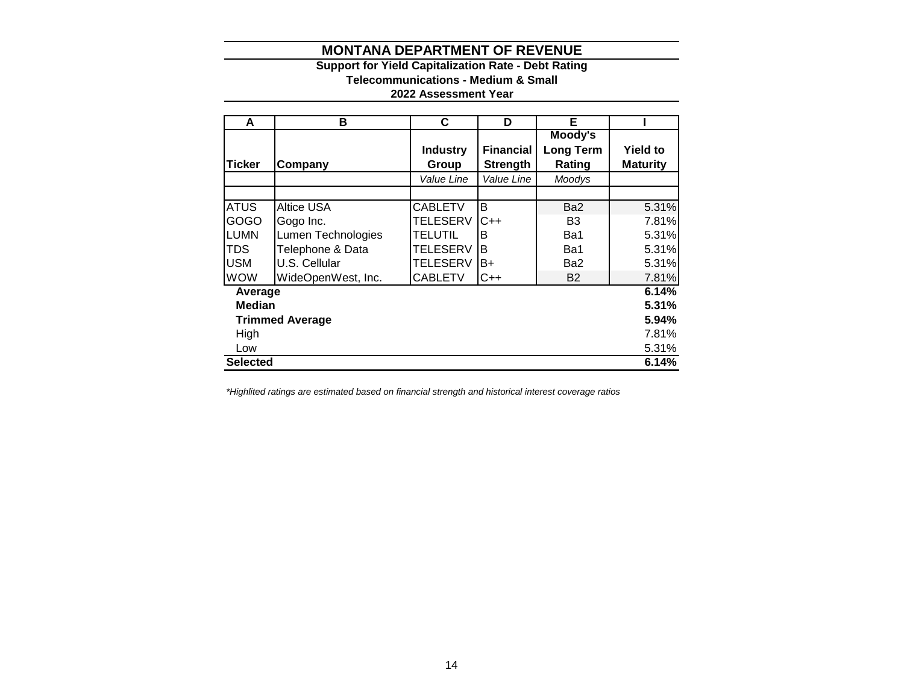# MONTANA DEPARTMENT OF REVENUE

**Support for Yield Capitalization Rate - Debt Rating**
**Telecommunications - Medium & Small**
**2022 Assessment Year**

| A | B | C | D | E | I |
|---|---|---|---|---|---|
| **Ticker** | **Company** | **Industry Group** | **Financial Strength** | **Moody's Long Term Rating** | **Yield to Maturity** |
| | | *Value Line* | *Value Line* | *Moodys* | |
| | | | | | |
| ATUS | Altice USA | CABLETV | B | Ba2 | 5.31% |
| GOGO | Gogo Inc. | TELESERV | C++ | B3 | 7.81% |
| LUMN | Lumen Technologies | TELUTIL | B | Ba1 | 5.31% |
| TDS | Telephone & Data | TELESERV | B | Ba1 | 5.31% |
| USM | U.S. Cellular | TELESERV | B+ | Ba2 | 5.31% |
| WOW | WideOpenWest, Inc. | CABLETV | C++ | B2 | 7.81% |
| **Average** | | | | | **6.14%** |
| **Median** | | | | | **5.31%** |
| **Trimmed Average** | | | | | **5.94%** |
| High | | | | | 7.81% |
| Low | | | | | 5.31% |
| **Selected** | | | | | **6.14%** |

*\*Highlited ratings are estimated based on financial strength and historical interest coverage ratios*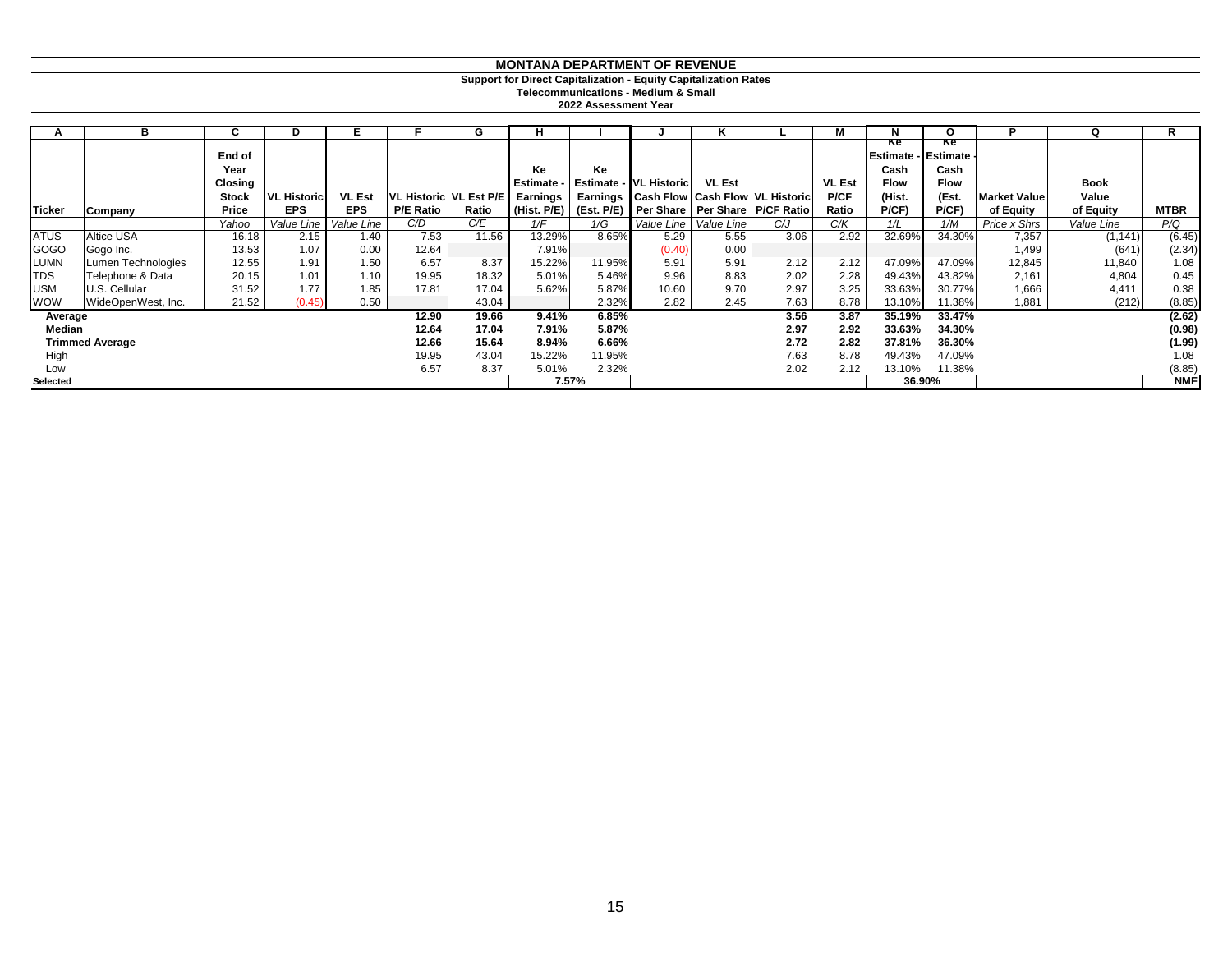# MONTANA DEPARTMENT OF REVENUE

**Support for Direct Capitalization - Equity Capitalization Rates**
**Telecommunications - Medium & Small**
**2022 Assessment Year**

| A | B | C | D | E | F | G | H | I | J | K | L | M | N | O | P | Q | R |
|---|---|---|---|---|---|---|---|---|---|---|---|---|---|---|---|---|---|
| Ticker | Company | End of Year Closing Stock Price | VL Historic EPS | VL Est EPS | VL Historic P/E Ratio | VL Est P/E Ratio | Ke Estimate - Earnings (Hist. P/E) | Ke Estimate - Earnings (Est. P/E) | VL Historic Cash Flow Per Share | VL Est Cash Flow Per Share | VL Historic P/CF Ratio | VL Est P/CF Ratio | Ke Estimate - Cash Flow (Hist. P/CF) | Ke Estimate - Cash Flow (Est. P/CF) | Market Value of Equity | Book Value of Equity | MTBR |
| | | *Yahoo* | *Value Line* | *Value Line* | *C/D* | *C/E* | *1/F* | *1/G* | *Value Line* | *Value Line* | *C/J* | *C/K* | *1/L* | *1/M* | *Price x Shrs* | *Value Line* | *P/Q* |
| ATUS | Altice USA | 16.18 | 2.15 | 1.40 | 7.53 | 11.56 | 13.29% | 8.65% | 5.29 | 5.55 | 3.06 | 2.92 | 32.69% | 34.30% | 7,357 | (1,141) | (6.45) |
| GOGO | Gogo Inc. | 13.53 | 1.07 | 0.00 | 12.64 | | 7.91% | | (0.40) | 0.00 | | | | | 1,499 | (641) | (2.34) |
| LUMN | Lumen Technologies | 12.55 | 1.91 | 1.50 | 6.57 | 8.37 | 15.22% | 11.95% | 5.91 | 5.91 | 2.12 | 2.12 | 47.09% | 47.09% | 12,845 | 11,840 | 1.08 |
| TDS | Telephone & Data | 20.15 | 1.01 | 1.10 | 19.95 | 18.32 | 5.01% | 5.46% | 9.96 | 8.83 | 2.02 | 2.28 | 49.43% | 43.82% | 2,161 | 4,804 | 0.45 |
| USM | U.S. Cellular | 31.52 | 1.77 | 1.85 | 17.81 | 17.04 | 5.62% | 5.87% | 10.60 | 9.70 | 2.97 | 3.25 | 33.63% | 30.77% | 1,666 | 4,411 | 0.38 |
| WOW | WideOpenWest, Inc. | 21.52 | (0.45) | 0.50 | | 43.04 | | 2.32% | 2.82 | 2.45 | 7.63 | 8.78 | 13.10% | 11.38% | 1,881 | (212) | (8.85) |
| **Average** | | | | | **12.90** | **19.66** | **9.41%** | **6.85%** | | | **3.56** | **3.87** | **35.19%** | **33.47%** | | | **(2.62)** |
| **Median** | | | | | **12.64** | **17.04** | **7.91%** | **5.87%** | | | **2.97** | **2.92** | **33.63%** | **34.30%** | | | **(0.98)** |
| **Trimmed Average** | | | | | **12.66** | **15.64** | **8.94%** | **6.66%** | | | **2.72** | **2.82** | **37.81%** | **36.30%** | | | **(1.99)** |
| High | | | | | 19.95 | 43.04 | 15.22% | 11.95% | | | 7.63 | 8.78 | 49.43% | 47.09% | | | 1.08 |
| Low | | | | | 6.57 | 8.37 | 5.01% | 2.32% | | | 2.02 | 2.12 | 13.10% | 11.38% | | | (8.85) |
| **Selected** | | | | | | | **7.57%** | | | | | | **36.90%** | | | | **NMF** |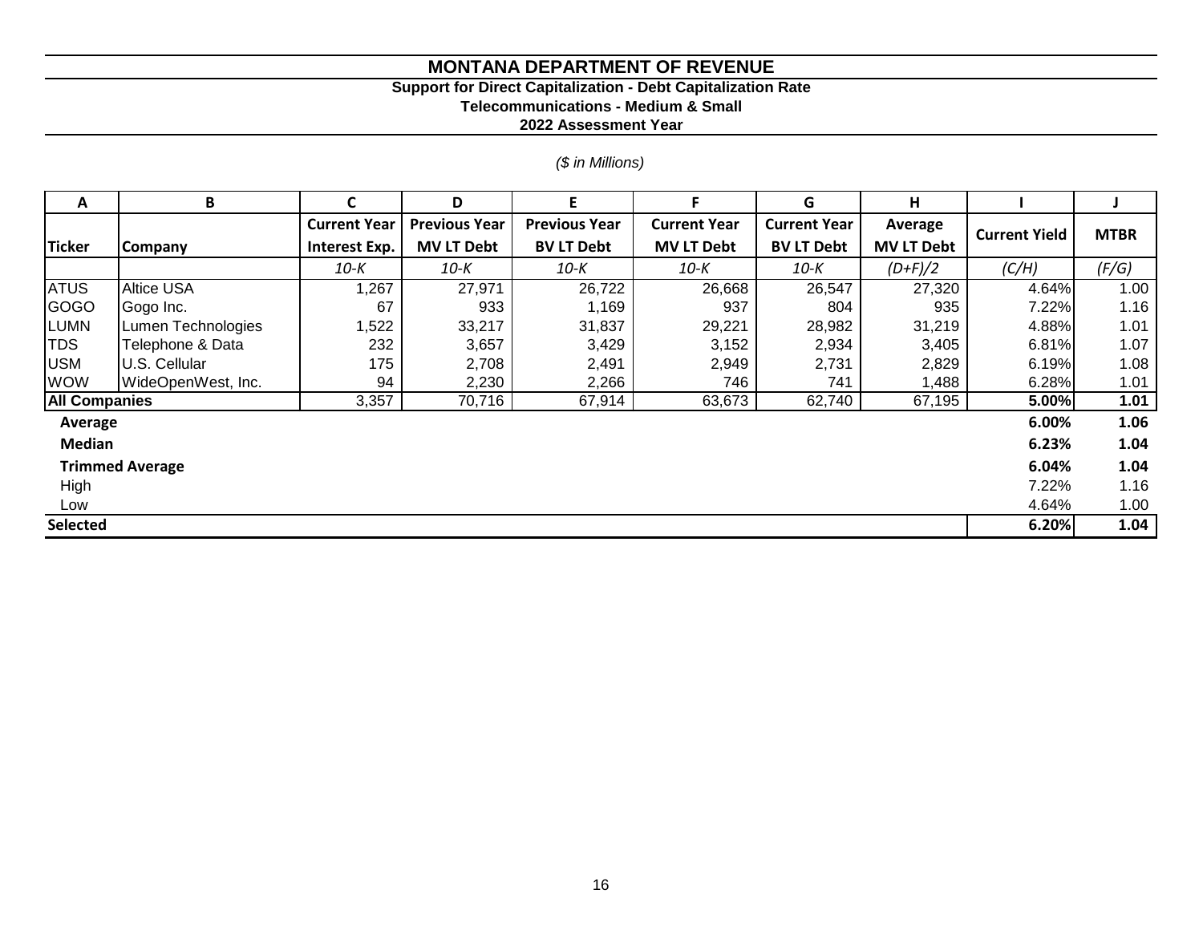# MONTANA DEPARTMENT OF REVENUE

## Support for Direct Capitalization - Debt Capitalization Rate

### Telecommunications - Medium & Small

### 2022 Assessment Year

*($ in Millions)*

| A | B | C | D | E | F | G | H | I | J |
|---|---|---|---|---|---|---|---|---|---|
| **Ticker** | **Company** | **Current Year Interest Exp.** | **Previous Year MV LT Debt** | **Previous Year BV LT Debt** | **Current Year MV LT Debt** | **Current Year BV LT Debt** | **Average MV LT Debt** | **Current Yield** | **MTBR** |
| | | *10-K* | *10-K* | *10-K* | *10-K* | *10-K* | *(D+F)/2* | *(C/H)* | *(F/G)* |
| ATUS | Altice USA | 1,267 | 27,971 | 26,722 | 26,668 | 26,547 | 27,320 | 4.64% | 1.00 |
| GOGO | Gogo Inc. | 67 | 933 | 1,169 | 937 | 804 | 935 | 7.22% | 1.16 |
| LUMN | Lumen Technologies | 1,522 | 33,217 | 31,837 | 29,221 | 28,982 | 31,219 | 4.88% | 1.01 |
| TDS | Telephone & Data | 232 | 3,657 | 3,429 | 3,152 | 2,934 | 3,405 | 6.81% | 1.07 |
| USM | U.S. Cellular | 175 | 2,708 | 2,491 | 2,949 | 2,731 | 2,829 | 6.19% | 1.08 |
| WOW | WideOpenWest, Inc. | 94 | 2,230 | 2,266 | 746 | 741 | 1,488 | 6.28% | 1.01 |
| **All Companies** | | 3,357 | 70,716 | 67,914 | 63,673 | 62,740 | 67,195 | **5.00%** | **1.01** |
| **Average** | | | | | | | | **6.00%** | **1.06** |
| **Median** | | | | | | | | **6.23%** | **1.04** |
| **Trimmed Average** | | | | | | | | **6.04%** | **1.04** |
| High | | | | | | | | 7.22% | 1.16 |
| Low | | | | | | | | 4.64% | 1.00 |
| **Selected** | | | | | | | | **6.20%** | **1.04** |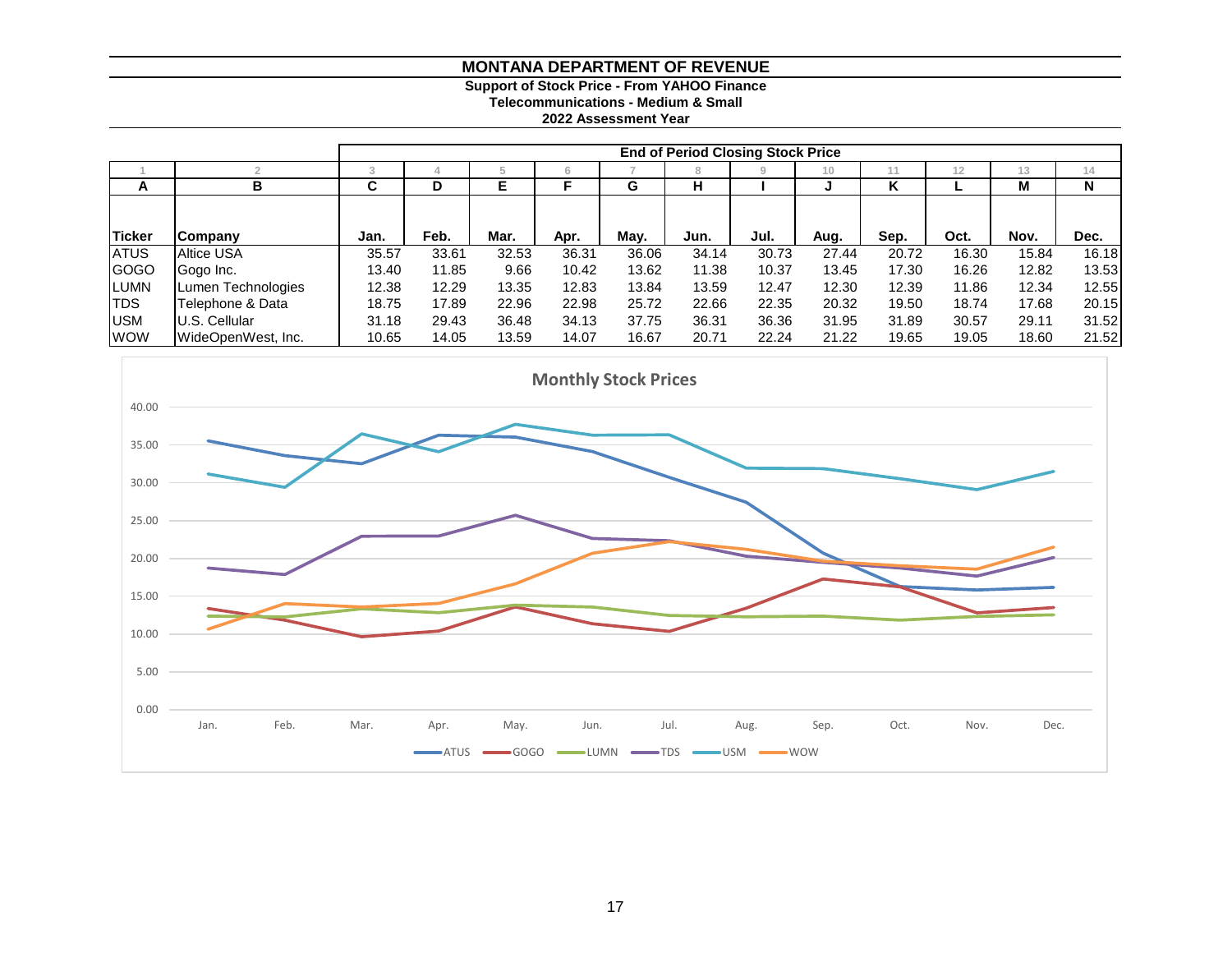# MONTANA DEPARTMENT OF REVENUE

**Support of Stock Price - From YAHOO Finance**
**Telecommunications - Medium & Small**
**2022 Assessment Year**

| | | End of Period Closing Stock Price | | | | | | | | | | | |
|---|---|---|---|---|---|---|---|---|---|---|---|---|---|
| 1 | 2 | 3 | 4 | 5 | 6 | 7 | 8 | 9 | 10 | 11 | 12 | 13 | 14 |
| A | B | C | D | E | F | G | H | I | J | K | L | M | N |
| Ticker | Company | Jan. | Feb. | Mar. | Apr. | May. | Jun. | Jul. | Aug. | Sep. | Oct. | Nov. | Dec. |
| ATUS | Altice USA | 35.57 | 33.61 | 32.53 | 36.31 | 36.06 | 34.14 | 30.73 | 27.44 | 20.72 | 16.30 | 15.84 | 16.18 |
| GOGO | Gogo Inc. | 13.40 | 11.85 | 9.66 | 10.42 | 13.62 | 11.38 | 10.37 | 13.45 | 17.30 | 16.26 | 12.82 | 13.53 |
| LUMN | Lumen Technologies | 12.38 | 12.29 | 13.35 | 12.83 | 13.84 | 13.59 | 12.47 | 12.30 | 12.39 | 11.86 | 12.34 | 12.55 |
| TDS | Telephone & Data | 18.75 | 17.89 | 22.96 | 22.98 | 25.72 | 22.66 | 22.35 | 20.32 | 19.50 | 18.74 | 17.68 | 20.15 |
| USM | U.S. Cellular | 31.18 | 29.43 | 36.48 | 34.13 | 37.75 | 36.31 | 36.36 | 31.95 | 31.89 | 30.57 | 29.11 | 31.52 |
| WOW | WideOpenWest, Inc. | 10.65 | 14.05 | 13.59 | 14.07 | 16.67 | 20.71 | 22.24 | 21.22 | 19.65 | 19.05 | 18.60 | 21.52 |

Monthly Stock Prices

40.00
35.00
30.00
25.00
20.00
15.00
10.00
5.00
0.00

Jan. Feb. Mar. Apr. May. Jun. Jul. Aug. Sep. Oct. Nov. Dec.

ATUS GOGO LUMN TDS USM WOW